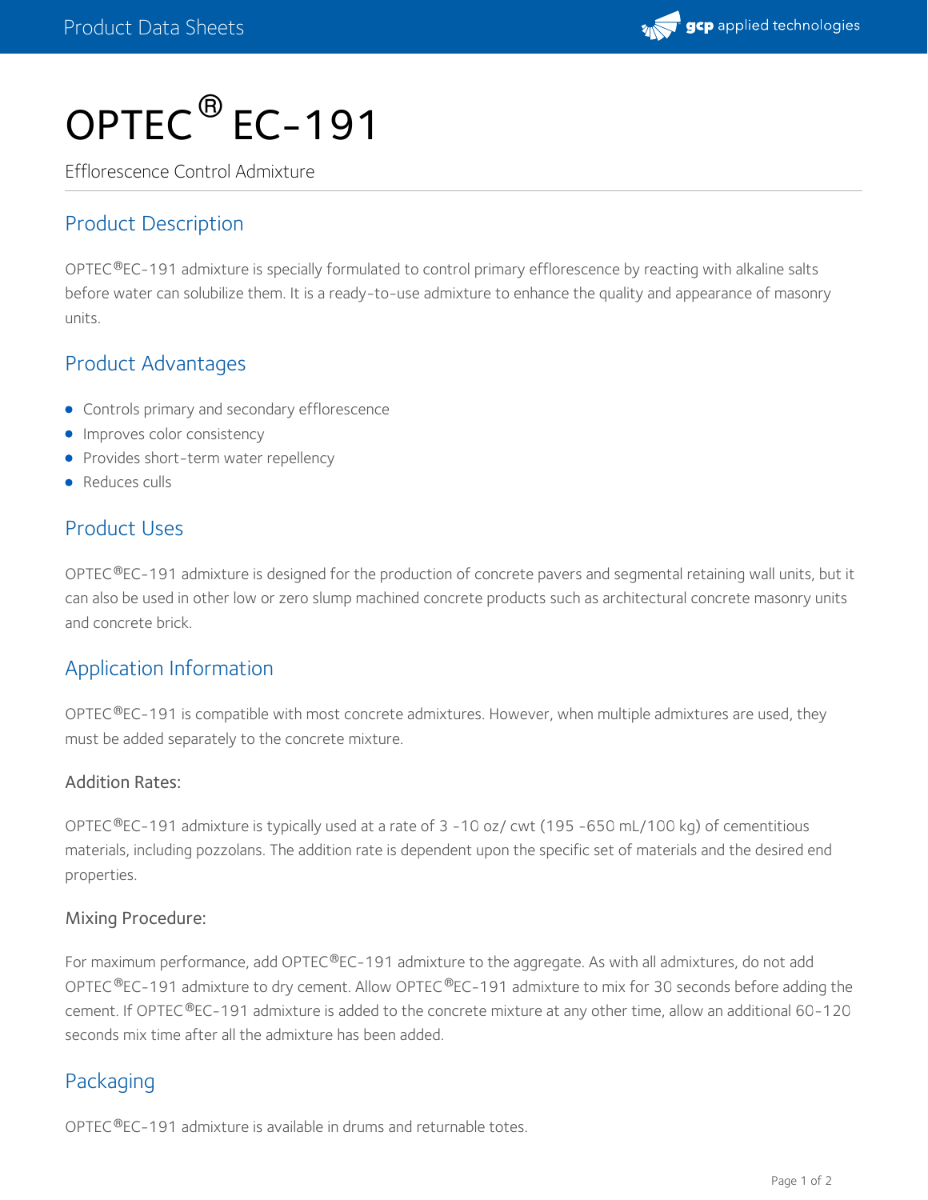# OPTEC® EC-191

Efflorescence Control Admixture

## Product Description

OPTEC®EC-191 admixture is specially formulated to control primary efflorescence by reacting with alkaline salts before water can solubilize them. It is a ready-to-use admixture to enhance the quality and appearance of masonry units.

## Product Advantages

- Controls primary and secondary efflorescence
- Improves color consistency
- Provides short-term water repellency
- Reduces culls

## Product Uses

OPTEC®EC-191 admixture is designed for the production of concrete pavers and segmental retaining wall units, but it can also be used in other low or zero slump machined concrete products such as architectural concrete masonry units and concrete brick.

## Application Information

OPTEC®EC-191 is compatible with most concrete admixtures. However, when multiple admixtures are used, they must be added separately to the concrete mixture.

### Addition Rates:

OPTEC®EC-191 admixture is typically used at a rate of 3 -10 oz/ cwt (195 -650 mL/100 kg) of cementitious materials, including pozzolans. The addition rate is dependent upon the specific set of materials and the desired end properties.

### Mixing Procedure:

For maximum performance, add OPTEC®EC-191 admixture to the aggregate. As with all admixtures, do not add OPTEC®EC-191 admixture to dry cement. Allow OPTEC®EC-191 admixture to mix for 30 seconds before adding the cement. If OPTEC®EC-191 admixture is added to the concrete mixture at any other time, allow an additional 60-120 seconds mix time after all the admixture has been added.

## Packaging

OPTEC®EC-191 admixture is available in drums and returnable totes.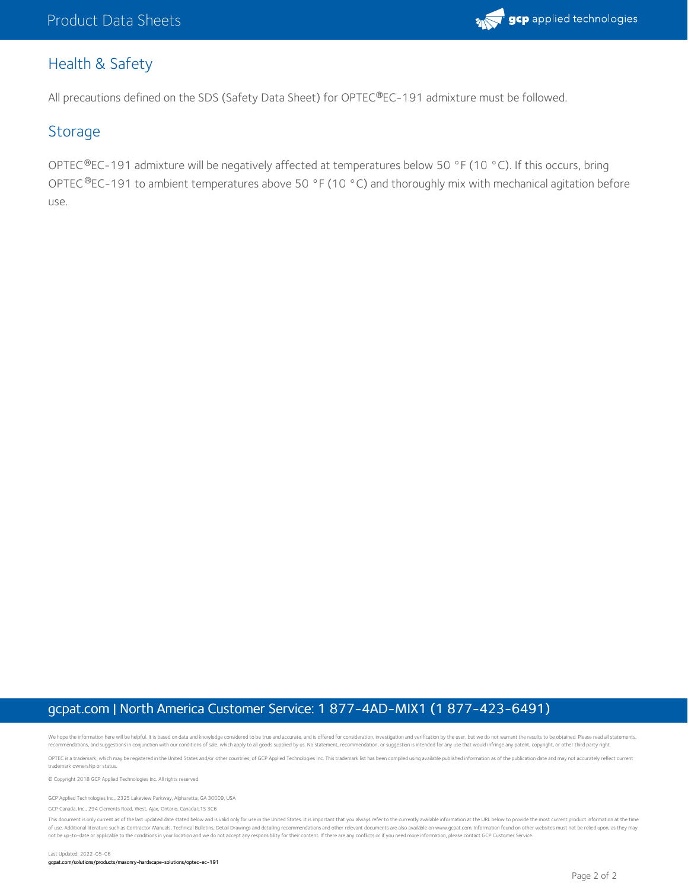## Health & Safety

All precautions defined on the SDS (Safety Data Sheet) for OPTEC®EC-191 admixture must be followed.

## Storage

OPTEC®EC-191 admixture will be negatively affected at temperatures below 50 °F (10 °C). If this occurs, bring OPTEC®EC-191 to ambient temperatures above 50 °F (10 °C) and thoroughly mix with mechanical agitation before use.

gcpat.com | North America Customer Service: 1 877-4AD-MIX1 (1 877-423-6491)

We hope the information here will be helpful. It is based on data and knowledge considered to be true and accurate, and is offered for consideration, investigation and verification by the user, but we do not warrant the results to be obtained. Please read all statements, recommendations, and suggestions in conjunction with our conditions of sale, which apply to all goods supplied by us. No statement, recommendation, or suggestion is intended for any use that would infringe any patent, copyright, or other third party right.

OPTEC is a trademark, which may be registered in the United States and/or other countries, of GCP Applied Technologies Inc. This trademark list has been compiled using available published information as of the publication date and may not accurately reflect current trademark ownership or status.

© Copyright 2018 GCP Applied Technologies Inc. All rights reserved.

GCP Applied Technologies Inc., 2325 Lakeview Parkway, Alpharetta, GA 30009, USA

GCP Canada, Inc., 294 Clements Road, West, Ajax, Ontario, Canada L1S 3C6

This document is only current as of the last updated date stated below and is valid only for use in the United States. It is important that you always refer to the currently available information at the URL below to provide the most current product information at the time of use. Additional literature such as Contractor Manuals, Technical Bulletins, Detail Drawings and detailing recommendations and other relevant documents are also available on www.gcpat.com. Information found on other websites must not be relied upon, as they may not be up-to-date or applicable to the conditions in your location and we do not accept any responsibility for their content. If there are any conflicts or if you need more information, please contact GCP Customer Service.

Last Updated: 2022-05-06

gcpat.com/solutions/products/masonry-hardscape-solutions/optec-ec-191